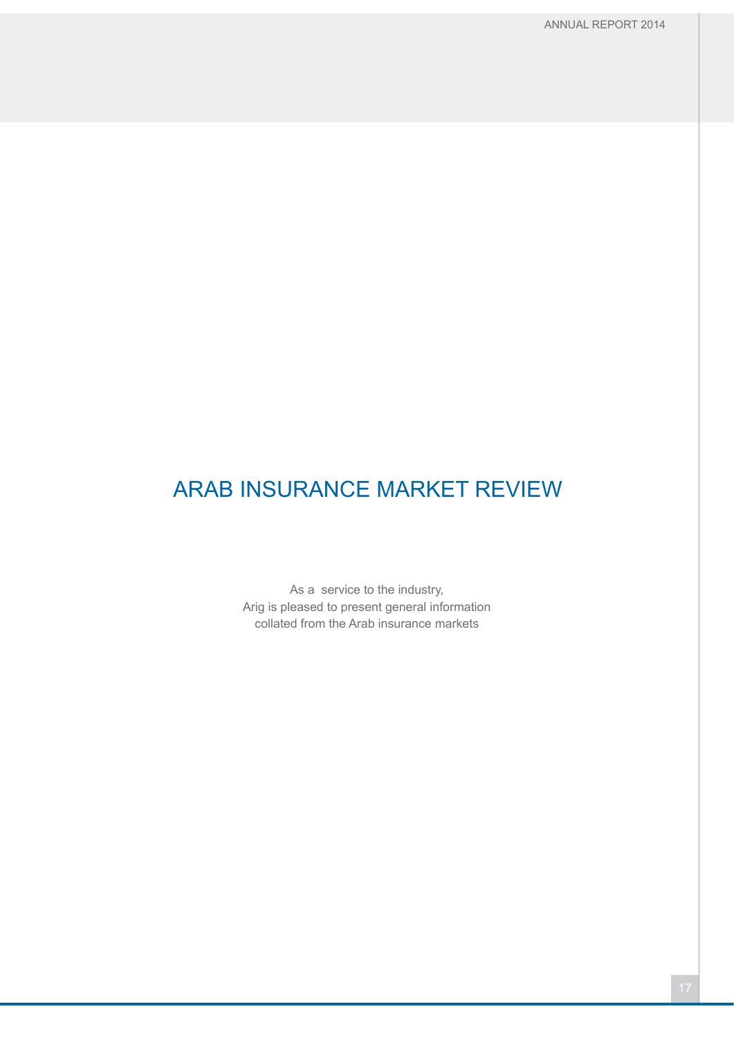# ARAB INSURANCE MARKET REVIEW

As a service to the industry,
Arig is pleased to present general information
collated from the Arab insurance markets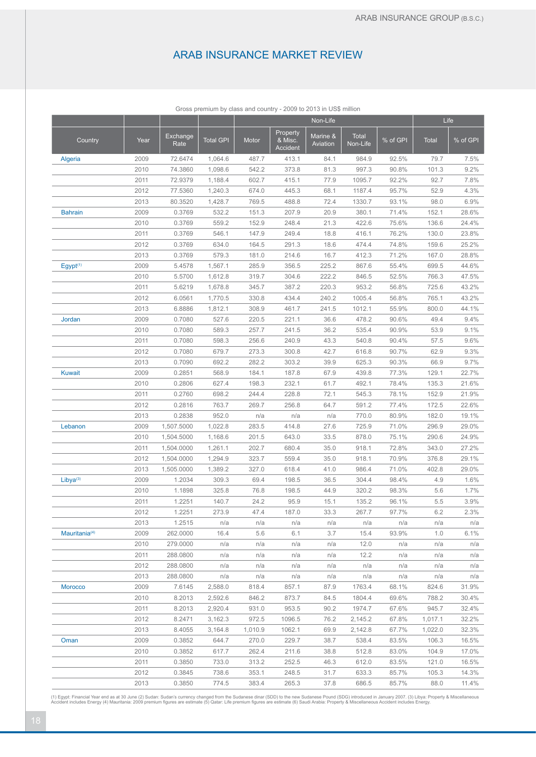# ARAB INSURANCE MARKET REVIEW

Gross premium by class and country - 2009 to 2013 in US$ million

| | | | | Non-Life | | | | | Life | |
|---|---|---|---|---|---|---|---|---|---|---|
| Country | Year | Exchange Rate | Total GPI | Motor | Property & Misc. Accident | Marine & Aviation | Total Non-Life | % of GPI | Total | % of GPI |
| Algeria | 2009 | 72.6474 | 1,064.6 | 487.7 | 413.1 | 84.1 | 984.9 | 92.5% | 79.7 | 7.5% |
| | 2010 | 74.3860 | 1,098.6 | 542.2 | 373.8 | 81.3 | 997.3 | 90.8% | 101.3 | 9.2% |
| | 2011 | 72.9379 | 1,188.4 | 602.7 | 415.1 | 77.9 | 1095.7 | 92.2% | 92.7 | 7.8% |
| | 2012 | 77.5360 | 1,240.3 | 674.0 | 445.3 | 68.1 | 1187.4 | 95.7% | 52.9 | 4.3% |
| | 2013 | 80.3520 | 1,428.7 | 769.5 | 488.8 | 72.4 | 1330.7 | 93.1% | 98.0 | 6.9% |
| Bahrain | 2009 | 0.3769 | 532.2 | 151.3 | 207.9 | 20.9 | 380.1 | 71.4% | 152.1 | 28.6% |
| | 2010 | 0.3769 | 559.2 | 152.9 | 248.4 | 21.3 | 422.6 | 75.6% | 136.6 | 24.4% |
| | 2011 | 0.3769 | 546.1 | 147.9 | 249.4 | 18.8 | 416.1 | 76.2% | 130.0 | 23.8% |
| | 2012 | 0.3769 | 634.0 | 164.5 | 291.3 | 18.6 | 474.4 | 74.8% | 159.6 | 25.2% |
| | 2013 | 0.3769 | 579.3 | 181.0 | 214.6 | 16.7 | 412.3 | 71.2% | 167.0 | 28.8% |
| Egypt[1] | 2009 | 5.4578 | 1,567.1 | 285.9 | 356.5 | 225.2 | 867.6 | 55.4% | 699.5 | 44.6% |
| | 2010 | 5.5700 | 1,612.8 | 319.7 | 304.6 | 222.2 | 846.5 | 52.5% | 766.3 | 47.5% |
| | 2011 | 5.6219 | 1,678.8 | 345.7 | 387.2 | 220.3 | 953.2 | 56.8% | 725.6 | 43.2% |
| | 2012 | 6.0561 | 1,770.5 | 330.8 | 434.4 | 240.2 | 1005.4 | 56.8% | 765.1 | 43.2% |
| | 2013 | 6.8886 | 1,812.1 | 308.9 | 461.7 | 241.5 | 1012.1 | 55.9% | 800.0 | 44.1% |
| Jordan | 2009 | 0.7080 | 527.6 | 220.5 | 221.1 | 36.6 | 478.2 | 90.6% | 49.4 | 9.4% |
| | 2010 | 0.7080 | 589.3 | 257.7 | 241.5 | 36.2 | 535.4 | 90.9% | 53.9 | 9.1% |
| | 2011 | 0.7080 | 598.3 | 256.6 | 240.9 | 43.3 | 540.8 | 90.4% | 57.5 | 9.6% |
| | 2012 | 0.7080 | 679.7 | 273.3 | 300.8 | 42.7 | 616.8 | 90.7% | 62.9 | 9.3% |
| | 2013 | 0.7090 | 692.2 | 282.2 | 303.2 | 39.9 | 625.3 | 90.3% | 66.9 | 9.7% |
| Kuwait | 2009 | 0.2851 | 568.9 | 184.1 | 187.8 | 67.9 | 439.8 | 77.3% | 129.1 | 22.7% |
| | 2010 | 0.2806 | 627.4 | 198.3 | 232.1 | 61.7 | 492.1 | 78.4% | 135.3 | 21.6% |
| | 2011 | 0.2760 | 698.2 | 244.4 | 228.8 | 72.1 | 545.3 | 78.1% | 152.9 | 21.9% |
| | 2012 | 0.2816 | 763.7 | 269.7 | 256.8 | 64.7 | 591.2 | 77.4% | 172.5 | 22.6% |
| | 2013 | 0.2838 | 952.0 | n/a | n/a | n/a | 770.0 | 80.9% | 182.0 | 19.1% |
| Lebanon | 2009 | 1,507.5000 | 1,022.8 | 283.5 | 414.8 | 27.6 | 725.9 | 71.0% | 296.9 | 29.0% |
| | 2010 | 1,504.5000 | 1,168.6 | 201.5 | 643.0 | 33.5 | 878.0 | 75.1% | 290.6 | 24.9% |
| | 2011 | 1,504.0000 | 1,261.1 | 202.7 | 680.4 | 35.0 | 918.1 | 72.8% | 343.0 | 27.2% |
| | 2012 | 1,504.0000 | 1,294.9 | 323.7 | 559.4 | 35.0 | 918.1 | 70.9% | 376.8 | 29.1% |
| | 2013 | 1,505.0000 | 1,389.2 | 327.0 | 618.4 | 41.0 | 986.4 | 71.0% | 402.8 | 29.0% |
| Libya[3] | 2009 | 1.2034 | 309.3 | 69.4 | 198.5 | 36.5 | 304.4 | 98.4% | 4.9 | 1.6% |
| | 2010 | 1.1898 | 325.8 | 76.8 | 198.5 | 44.9 | 320.2 | 98.3% | 5.6 | 1.7% |
| | 2011 | 1.2251 | 140.7 | 24.2 | 95.9 | 15.1 | 135.2 | 96.1% | 5.5 | 3.9% |
| | 2012 | 1.2251 | 273.9 | 47.4 | 187.0 | 33.3 | 267.7 | 97.7% | 6.2 | 2.3% |
| | 2013 | 1.2515 | n/a | n/a | n/a | n/a | n/a | n/a | n/a | n/a |
| Mauritania[4] | 2009 | 262.0000 | 16.4 | 5.6 | 6.1 | 3.7 | 15.4 | 93.9% | 1.0 | 6.1% |
| | 2010 | 279.0000 | n/a | n/a | n/a | n/a | 12.0 | n/a | n/a | n/a |
| | 2011 | 288.0800 | n/a | n/a | n/a | n/a | 12.2 | n/a | n/a | n/a |
| | 2012 | 288.0800 | n/a | n/a | n/a | n/a | n/a | n/a | n/a | n/a |
| | 2013 | 288.0800 | n/a | n/a | n/a | n/a | n/a | n/a | n/a | n/a |
| Morocco | 2009 | 7.6145 | 2,588.0 | 818.4 | 857.1 | 87.9 | 1763.4 | 68.1% | 824.6 | 31.9% |
| | 2010 | 8.2013 | 2,592.6 | 846.2 | 873.7 | 84.5 | 1804.4 | 69.6% | 788.2 | 30.4% |
| | 2011 | 8.2013 | 2,920.4 | 931.0 | 953.5 | 90.2 | 1974.7 | 67.6% | 945.7 | 32.4% |
| | 2012 | 8.2471 | 3,162.3 | 972.5 | 1096.5 | 76.2 | 2,145.2 | 67.8% | 1,017.1 | 32.2% |
| | 2013 | 8.4055 | 3,164.8 | 1,010.9 | 1062.1 | 69.9 | 2,142.8 | 67.7% | 1,022.0 | 32.3% |
| Oman | 2009 | 0.3852 | 644.7 | 270.0 | 229.7 | 38.7 | 538.4 | 83.5% | 106.3 | 16.5% |
| | 2010 | 0.3852 | 617.7 | 262.4 | 211.6 | 38.8 | 512.8 | 83.0% | 104.9 | 17.0% |
| | 2011 | 0.3850 | 733.0 | 313.2 | 252.5 | 46.3 | 612.0 | 83.5% | 121.0 | 16.5% |
| | 2012 | 0.3845 | 738.6 | 353.1 | 248.5 | 31.7 | 633.3 | 85.7% | 105.3 | 14.3% |
| | 2013 | 0.3850 | 774.5 | 383.4 | 265.3 | 37.8 | 686.5 | 85.7% | 88.0 | 11.4% |

(1) Egypt: Financial Year end as at 30 June (2) Sudan: Sudan's currency changed from the Sudanese dinar (SDD) to the new Sudanese Pound (SDG) introduced in January 2007. (3) Libya: Property & Miscellaneous Accident includes Energy (4) Mauritania: 2009 premium figures are estimate (5) Qatar: Life premium figures are estimate (6) Saudi Arabia: Property & Miscellaneous Accident includes Energy.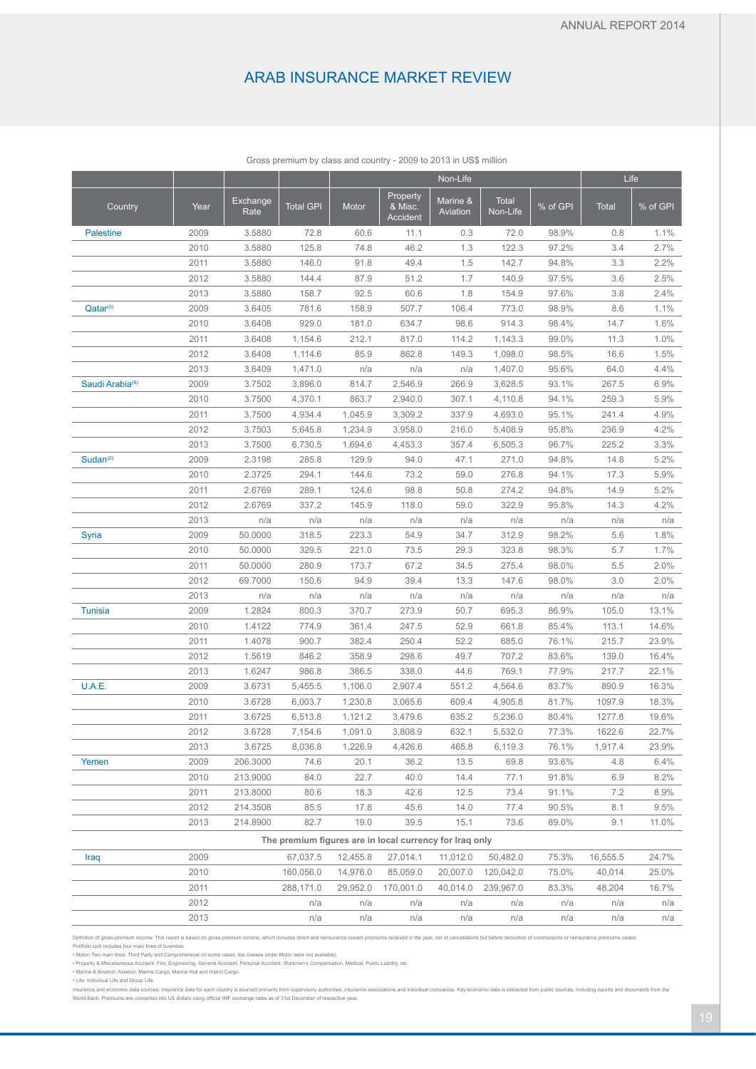# ARAB INSURANCE MARKET REVIEW

Gross premium by class and country - 2009 to 2013 in US$ million

| | | | | Non-Life | | | | | Life | |
|---|---|---|---|---|---|---|---|---|---|---|
| Country | Year | Exchange Rate | Total GPI | Motor | Property & Misc. Accident | Marine & Aviation | Total Non-Life | % of GPI | Total | % of GPI |
| Palestine | 2009 | 3.5880 | 72.8 | 60.6 | 11.1 | 0.3 | 72.0 | 98.9% | 0.8 | 1.1% |
| | 2010 | 3.5880 | 125.8 | 74.8 | 46.2 | 1.3 | 122.3 | 97.2% | 3.4 | 2.7% |
| | 2011 | 3.5880 | 146.0 | 91.8 | 49.4 | 1.5 | 142.7 | 94.8% | 3.3 | 2.2% |
| | 2012 | 3.5880 | 144.4 | 87.9 | 51.2 | 1.7 | 140.9 | 97.5% | 3.6 | 2.5% |
| | 2013 | 3.5880 | 158.7 | 92.5 | 60.6 | 1.8 | 154.9 | 97.6% | 3.8 | 2.4% |
| Qatar[5] | 2009 | 3.6405 | 781.6 | 158.9 | 507.7 | 106.4 | 773.0 | 98.9% | 8.6 | 1.1% |
| | 2010 | 3.6408 | 929.0 | 181.0 | 634.7 | 98.6 | 914.3 | 98.4% | 14.7 | 1.6% |
| | 2011 | 3.6408 | 1,154.6 | 212.1 | 817.0 | 114.2 | 1,143.3 | 99.0% | 11.3 | 1.0% |
| | 2012 | 3.6408 | 1,114.6 | 85.9 | 862.8 | 149.3 | 1,098.0 | 98.5% | 16.6 | 1.5% |
| | 2013 | 3.6409 | 1,471.0 | n/a | n/a | n/a | 1,407.0 | 95.6% | 64.0 | 4.4% |
| Saudi Arabia[6] | 2009 | 3.7502 | 3,896.0 | 814.7 | 2,546.9 | 266.9 | 3,628.5 | 93.1% | 267.5 | 6.9% |
| | 2010 | 3.7500 | 4,370.1 | 863.7 | 2,940.0 | 307.1 | 4,110.8 | 94.1% | 259.3 | 5.9% |
| | 2011 | 3.7500 | 4,934.4 | 1,045.9 | 3,309.2 | 337.9 | 4,693.0 | 95.1% | 241.4 | 4.9% |
| | 2012 | 3.7503 | 5,645.8 | 1,234.9 | 3,958.0 | 216.0 | 5,408.9 | 95.8% | 236.9 | 4.2% |
| | 2013 | 3.7500 | 6,730.5 | 1,694.6 | 4,453.3 | 357.4 | 6,505.3 | 96.7% | 225.2 | 3.3% |
| Sudan[2] | 2009 | 2.3198 | 285.8 | 129.9 | 94.0 | 47.1 | 271.0 | 94.8% | 14.8 | 5.2% |
| | 2010 | 2.3725 | 294.1 | 144.6 | 73.2 | 59.0 | 276.8 | 94.1% | 17.3 | 5.9% |
| | 2011 | 2.6769 | 289.1 | 124.6 | 98.8 | 50.8 | 274.2 | 94.8% | 14.9 | 5.2% |
| | 2012 | 2.6769 | 337.2 | 145.9 | 118.0 | 59.0 | 322.9 | 95.8% | 14.3 | 4.2% |
| | 2013 | n/a | n/a | n/a | n/a | n/a | n/a | n/a | n/a | n/a |
| Syria | 2009 | 50.0000 | 318.5 | 223.3 | 54.9 | 34.7 | 312.9 | 98.2% | 5.6 | 1.8% |
| | 2010 | 50.0000 | 329.5 | 221.0 | 73.5 | 29.3 | 323.8 | 98.3% | 5.7 | 1.7% |
| | 2011 | 50.0000 | 280.9 | 173.7 | 67.2 | 34.5 | 275.4 | 98.0% | 5.5 | 2.0% |
| | 2012 | 69.7000 | 150.6 | 94.9 | 39.4 | 13.3 | 147.6 | 98.0% | 3.0 | 2.0% |
| | 2013 | n/a | n/a | n/a | n/a | n/a | n/a | n/a | n/a | n/a |
| Tunisia | 2009 | 1.2824 | 800.3 | 370.7 | 273.9 | 50.7 | 695.3 | 86.9% | 105.0 | 13.1% |
| | 2010 | 1.4122 | 774.9 | 361.4 | 247.5 | 52.9 | 661.8 | 85.4% | 113.1 | 14.6% |
| | 2011 | 1.4078 | 900.7 | 382.4 | 250.4 | 52.2 | 685.0 | 76.1% | 215.7 | 23.9% |
| | 2012 | 1.5619 | 846.2 | 358.9 | 298.6 | 49.7 | 707.2 | 83.6% | 139.0 | 16.4% |
| | 2013 | 1.6247 | 986.8 | 386.5 | 338.0 | 44.6 | 769.1 | 77.9% | 217.7 | 22.1% |
| U.A.E. | 2009 | 3.6731 | 5,455.5 | 1,106.0 | 2,907.4 | 551.2 | 4,564.6 | 83.7% | 890.9 | 16.3% |
| | 2010 | 3.6728 | 6,003.7 | 1,230.8 | 3,065.6 | 609.4 | 4,905.8 | 81.7% | 1097.9 | 18.3% |
| | 2011 | 3.6725 | 6,513.8 | 1,121.2 | 3,479.6 | 635.2 | 5,236.0 | 80.4% | 1277.8 | 19.6% |
| | 2012 | 3.6728 | 7,154.6 | 1,091.0 | 3,808.9 | 632.1 | 5,532.0 | 77.3% | 1622.6 | 22.7% |
| | 2013 | 3.6725 | 8,036.8 | 1,226.9 | 4,426.6 | 465.8 | 6,119.3 | 76.1% | 1,917.4 | 23.9% |
| Yemen | 2009 | 206.3000 | 74.6 | 20.1 | 36.2 | 13.5 | 69.8 | 93.6% | 4.8 | 6.4% |
| | 2010 | 213.9000 | 84.0 | 22.7 | 40.0 | 14.4 | 77.1 | 91.8% | 6.9 | 8.2% |
| | 2011 | 213.8000 | 80.6 | 18.3 | 42.6 | 12.5 | 73.4 | 91.1% | 7.2 | 8.9% |
| | 2012 | 214.3508 | 85.5 | 17.8 | 45.6 | 14.0 | 77.4 | 90.5% | 8.1 | 9.5% |
| | 2013 | 214.8900 | 82.7 | 19.0 | 39.5 | 15.1 | 73.6 | 89.0% | 9.1 | 11.0% |
| **The premium figures are in local currency for Iraq only** | | | | | | | | | | |
| Iraq | 2009 | | 67,037.5 | 12,455.8 | 27,014.1 | 11,012.0 | 50,482.0 | 75.3% | 16,555.5 | 24.7% |
| | 2010 | | 160,056.0 | 14,976.0 | 85,059.0 | 20,007.0 | 120,042.0 | 75.0% | 40,014 | 25.0% |
| | 2011 | | 288,171.0 | 29,952.0 | 170,001.0 | 40,014.0 | 239,967.0 | 83.3% | 48,204 | 16.7% |
| | 2012 | | n/a | n/a | n/a | n/a | n/a | n/a | n/a | n/a |
| | 2013 | | n/a | n/a | n/a | n/a | n/a | n/a | n/a | n/a |

Definition of gross premium income: This report is based on gross premium income, which includes direct and reinsurance inward premiums received in the year, net of cancellations but before deduction of commissions or reinsurance premiums ceded.

Portfolio split includes four main lines of business:

- Motor: Two main lines: Third Party and Comprehensive (in some cases, the classes under Motor were not available).
- Property & Miscellaneous Accident: Fire, Engineering, General Accident, Personal Accident, Workmen's Compensation, Medical, Public Liability, etc.
- Marine & Aviation: Aviation, Marine Cargo, Marine Hull and Inland Cargo.
- Life: Individual Life and Group Life.

Insurance and economic data sources: Insurance data for each country is sourced primarily from supervisory authorities, insurance associations and individual companies. Key economic data is extracted from public sources, including reports and documents from the World Bank. Premiums are converted into US dollars using official IMF exchange rates as of 31st December of respective year.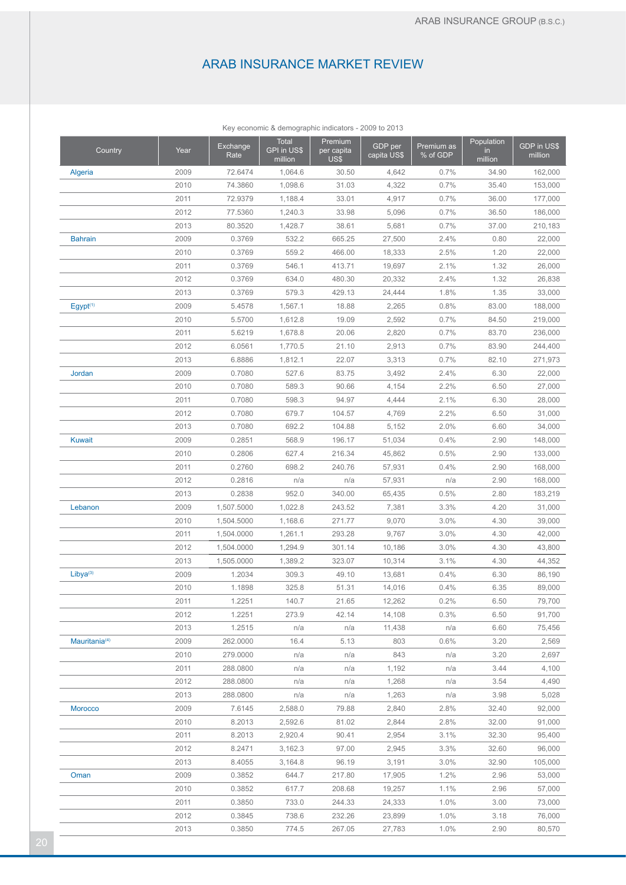# ARAB INSURANCE MARKET REVIEW

Key economic & demographic indicators - 2009 to 2013

| Country | Year | Exchange Rate | Total GPI in US$ million | Premium per capita US$ | GDP per capita US$ | Premium as % of GDP | Population in million | GDP in US$ million |
|---|---|---|---|---|---|---|---|---|
| Algeria | 2009 | 72.6474 | 1,064.6 | 30.50 | 4,642 | 0.7% | 34.90 | 162,000 |
| | 2010 | 74.3860 | 1,098.6 | 31.03 | 4,322 | 0.7% | 35.40 | 153,000 |
| | 2011 | 72.9379 | 1,188.4 | 33.01 | 4,917 | 0.7% | 36.00 | 177,000 |
| | 2012 | 77.5360 | 1,240.3 | 33.98 | 5,096 | 0.7% | 36.50 | 186,000 |
| | 2013 | 80.3520 | 1,428.7 | 38.61 | 5,681 | 0.7% | 37.00 | 210,183 |
| Bahrain | 2009 | 0.3769 | 532.2 | 665.25 | 27,500 | 2.4% | 0.80 | 22,000 |
| | 2010 | 0.3769 | 559.2 | 466.00 | 18,333 | 2.5% | 1.20 | 22,000 |
| | 2011 | 0.3769 | 546.1 | 413.71 | 19,697 | 2.1% | 1.32 | 26,000 |
| | 2012 | 0.3769 | 634.0 | 480.30 | 20,332 | 2.4% | 1.32 | 26,838 |
| | 2013 | 0.3769 | 579.3 | 429.13 | 24,444 | 1.8% | 1.35 | 33,000 |
| Egypt[1] | 2009 | 5.4578 | 1,567.1 | 18.88 | 2,265 | 0.8% | 83.00 | 188,000 |
| | 2010 | 5.5700 | 1,612.8 | 19.09 | 2,592 | 0.7% | 84.50 | 219,000 |
| | 2011 | 5.6219 | 1,678.8 | 20.06 | 2,820 | 0.7% | 83.70 | 236,000 |
| | 2012 | 6.0561 | 1,770.5 | 21.10 | 2,913 | 0.7% | 83.90 | 244,400 |
| | 2013 | 6.8886 | 1,812.1 | 22.07 | 3,313 | 0.7% | 82.10 | 271,973 |
| Jordan | 2009 | 0.7080 | 527.6 | 83.75 | 3,492 | 2.4% | 6.30 | 22,000 |
| | 2010 | 0.7080 | 589.3 | 90.66 | 4,154 | 2.2% | 6.50 | 27,000 |
| | 2011 | 0.7080 | 598.3 | 94.97 | 4,444 | 2.1% | 6.30 | 28,000 |
| | 2012 | 0.7080 | 679.7 | 104.57 | 4,769 | 2.2% | 6.50 | 31,000 |
| | 2013 | 0.7080 | 692.2 | 104.88 | 5,152 | 2.0% | 6.60 | 34,000 |
| Kuwait | 2009 | 0.2851 | 568.9 | 196.17 | 51,034 | 0.4% | 2.90 | 148,000 |
| | 2010 | 0.2806 | 627.4 | 216.34 | 45,862 | 0.5% | 2.90 | 133,000 |
| | 2011 | 0.2760 | 698.2 | 240.76 | 57,931 | 0.4% | 2.90 | 168,000 |
| | 2012 | 0.2816 | n/a | n/a | 57,931 | n/a | 2.90 | 168,000 |
| | 2013 | 0.2838 | 952.0 | 340.00 | 65,435 | 0.5% | 2.80 | 183,219 |
| Lebanon | 2009 | 1,507.5000 | 1,022.8 | 243.52 | 7,381 | 3.3% | 4.20 | 31,000 |
| | 2010 | 1,504.5000 | 1,168.6 | 271.77 | 9,070 | 3.0% | 4.30 | 39,000 |
| | 2011 | 1,504.0000 | 1,261.1 | 293.28 | 9,767 | 3.0% | 4.30 | 42,000 |
| | 2012 | 1,504.0000 | 1,294.9 | 301.14 | 10,186 | 3.0% | 4.30 | 43,800 |
| | 2013 | 1,505.0000 | 1,389.2 | 323.07 | 10,314 | 3.1% | 4.30 | 44,352 |
| Libya[3] | 2009 | 1.2034 | 309.3 | 49.10 | 13,681 | 0.4% | 6.30 | 86,190 |
| | 2010 | 1.1898 | 325.8 | 51.31 | 14,016 | 0.4% | 6.35 | 89,000 |
| | 2011 | 1.2251 | 140.7 | 21.65 | 12,262 | 0.2% | 6.50 | 79,700 |
| | 2012 | 1.2251 | 273.9 | 42.14 | 14,108 | 0.3% | 6.50 | 91,700 |
| | 2013 | 1.2515 | n/a | n/a | 11,438 | n/a | 6.60 | 75,456 |
| Mauritania[4] | 2009 | 262.0000 | 16.4 | 5.13 | 803 | 0.6% | 3.20 | 2,569 |
| | 2010 | 279.0000 | n/a | n/a | 843 | n/a | 3.20 | 2,697 |
| | 2011 | 288.0800 | n/a | n/a | 1,192 | n/a | 3.44 | 4,100 |
| | 2012 | 288.0800 | n/a | n/a | 1,268 | n/a | 3.54 | 4,490 |
| | 2013 | 288.0800 | n/a | n/a | 1,263 | n/a | 3.98 | 5,028 |
| Morocco | 2009 | 7.6145 | 2,588.0 | 79.88 | 2,840 | 2.8% | 32.40 | 92,000 |
| | 2010 | 8.2013 | 2,592.6 | 81.02 | 2,844 | 2.8% | 32.00 | 91,000 |
| | 2011 | 8.2013 | 2,920.4 | 90.41 | 2,954 | 3.1% | 32.30 | 95,400 |
| | 2012 | 8.2471 | 3,162.3 | 97.00 | 2,945 | 3.3% | 32.60 | 96,000 |
| | 2013 | 8.4055 | 3,164.8 | 96.19 | 3,191 | 3.0% | 32.90 | 105,000 |
| Oman | 2009 | 0.3852 | 644.7 | 217.80 | 17,905 | 1.2% | 2.96 | 53,000 |
| | 2010 | 0.3852 | 617.7 | 208.68 | 19,257 | 1.1% | 2.96 | 57,000 |
| | 2011 | 0.3850 | 733.0 | 244.33 | 24,333 | 1.0% | 3.00 | 73,000 |
| | 2012 | 0.3845 | 738.6 | 232.26 | 23,899 | 1.0% | 3.18 | 76,000 |
| | 2013 | 0.3850 | 774.5 | 267.05 | 27,783 | 1.0% | 2.90 | 80,570 |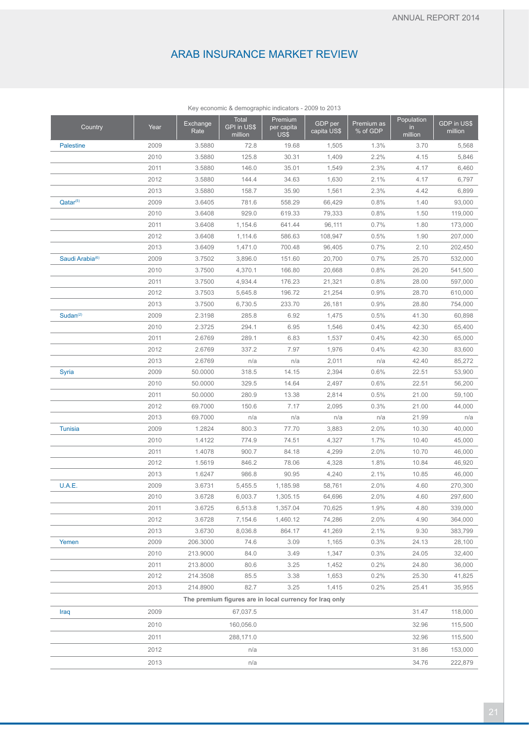# ARAB INSURANCE MARKET REVIEW

Key economic & demographic indicators - 2009 to 2013

| Country | Year | Exchange Rate | Total GPI in US$ million | Premium per capita US$ | GDP per capita US$ | Premium as % of GDP | Population in million | GDP in US$ million |
|---|---|---|---|---|---|---|---|---|
| Palestine | 2009 | 3.5880 | 72.8 | 19.68 | 1,505 | 1.3% | 3.70 | 5,568 |
| | 2010 | 3.5880 | 125.8 | 30.31 | 1,409 | 2.2% | 4.15 | 5,846 |
| | 2011 | 3.5880 | 146.0 | 35.01 | 1,549 | 2.3% | 4.17 | 6,460 |
| | 2012 | 3.5880 | 144.4 | 34.63 | 1,630 | 2.1% | 4.17 | 6,797 |
| | 2013 | 3.5880 | 158.7 | 35.90 | 1,561 | 2.3% | 4.42 | 6,899 |
| Qatar[5] | 2009 | 3.6405 | 781.6 | 558.29 | 66,429 | 0.8% | 1.40 | 93,000 |
| | 2010 | 3.6408 | 929.0 | 619.33 | 79,333 | 0.8% | 1.50 | 119,000 |
| | 2011 | 3.6408 | 1,154.6 | 641.44 | 96,111 | 0.7% | 1.80 | 173,000 |
| | 2012 | 3.6408 | 1,114.6 | 586.63 | 108,947 | 0.5% | 1.90 | 207,000 |
| | 2013 | 3.6409 | 1,471.0 | 700.48 | 96,405 | 0.7% | 2.10 | 202,450 |
| Saudi Arabia[6] | 2009 | 3.7502 | 3,896.0 | 151.60 | 20,700 | 0.7% | 25.70 | 532,000 |
| | 2010 | 3.7500 | 4,370.1 | 166.80 | 20,668 | 0.8% | 26.20 | 541,500 |
| | 2011 | 3.7500 | 4,934.4 | 176.23 | 21,321 | 0.8% | 28.00 | 597,000 |
| | 2012 | 3.7503 | 5,645.8 | 196.72 | 21,254 | 0.9% | 28.70 | 610,000 |
| | 2013 | 3.7500 | 6,730.5 | 233.70 | 26,181 | 0.9% | 28.80 | 754,000 |
| Sudan[2] | 2009 | 2.3198 | 285.8 | 6.92 | 1,475 | 0.5% | 41.30 | 60,898 |
| | 2010 | 2.3725 | 294.1 | 6.95 | 1,546 | 0.4% | 42.30 | 65,400 |
| | 2011 | 2.6769 | 289.1 | 6.83 | 1,537 | 0.4% | 42.30 | 65,000 |
| | 2012 | 2.6769 | 337.2 | 7.97 | 1,976 | 0.4% | 42.30 | 83,600 |
| | 2013 | 2.6769 | n/a | n/a | 2,011 | n/a | 42.40 | 85,272 |
| Syria | 2009 | 50.0000 | 318.5 | 14.15 | 2,394 | 0.6% | 22.51 | 53,900 |
| | 2010 | 50.0000 | 329.5 | 14.64 | 2,497 | 0.6% | 22.51 | 56,200 |
| | 2011 | 50.0000 | 280.9 | 13.38 | 2,814 | 0.5% | 21.00 | 59,100 |
| | 2012 | 69.7000 | 150.6 | 7.17 | 2,095 | 0.3% | 21.00 | 44,000 |
| | 2013 | 69.7000 | n/a | n/a | n/a | n/a | 21.99 | n/a |
| Tunisia | 2009 | 1.2824 | 800.3 | 77.70 | 3,883 | 2.0% | 10.30 | 40,000 |
| | 2010 | 1.4122 | 774.9 | 74.51 | 4,327 | 1.7% | 10.40 | 45,000 |
| | 2011 | 1.4078 | 900.7 | 84.18 | 4,299 | 2.0% | 10.70 | 46,000 |
| | 2012 | 1.5619 | 846.2 | 78.06 | 4,328 | 1.8% | 10.84 | 46,920 |
| | 2013 | 1.6247 | 986.8 | 90.95 | 4,240 | 2.1% | 10.85 | 46,000 |
| U.A.E. | 2009 | 3.6731 | 5,455.5 | 1,185.98 | 58,761 | 2.0% | 4.60 | 270,300 |
| | 2010 | 3.6728 | 6,003.7 | 1,305.15 | 64,696 | 2.0% | 4.60 | 297,600 |
| | 2011 | 3.6725 | 6,513.8 | 1,357.04 | 70,625 | 1.9% | 4.80 | 339,000 |
| | 2012 | 3.6728 | 7,154.6 | 1,460.12 | 74,286 | 2.0% | 4.90 | 364,000 |
| | 2013 | 3.6730 | 8,036.8 | 864.17 | 41,269 | 2.1% | 9.30 | 383,799 |
| Yemen | 2009 | 206.3000 | 74.6 | 3.09 | 1,165 | 0.3% | 24.13 | 28,100 |
| | 2010 | 213.9000 | 84.0 | 3.49 | 1,347 | 0.3% | 24.05 | 32,400 |
| | 2011 | 213.8000 | 80.6 | 3.25 | 1,452 | 0.2% | 24.80 | 36,000 |
| | 2012 | 214.3508 | 85.5 | 3.38 | 1,653 | 0.2% | 25.30 | 41,825 |
| | 2013 | 214.8900 | 82.7 | 3.25 | 1,415 | 0.2% | 25.41 | 35,955 |
| **The premium figures are in local currency for Iraq only** | | | | | | | | |
| Iraq | 2009 | | 67,037.5 | | | | 31.47 | 118,000 |
| | 2010 | | 160,056.0 | | | | 32.96 | 115,500 |
| | 2011 | | 288,171.0 | | | | 32.96 | 115,500 |
| | 2012 | | n/a | | | | 31.86 | 153,000 |
| | 2013 | | n/a | | | | 34.76 | 222,879 |